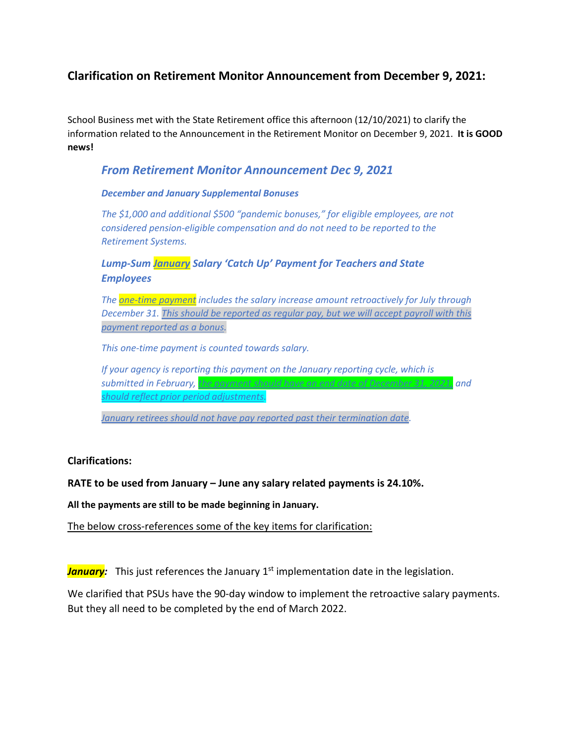## Clarification on Retirement Monitor Announcement from December 9, 2021:

School Business met with the State Retirement office this afternoon (12/10/2021) to clarify the information related to the Announcement in the Retirement Monitor on December 9, 2021. **It is GOOD news!**

> ### *From Retirement Monitor Announcement Dec 9, 2021*
>
> ***December and January Supplemental Bonuses***
>
> *The $1,000 and additional $500 "pandemic bonuses," for eligible employees, are not considered pension-eligible compensation and do not need to be reported to the Retirement Systems.*
>
> ***Lump-Sum January Salary 'Catch Up' Payment for Teachers and State Employees***
>
> *The one-time payment includes the salary increase amount retroactively for July through December 31. This should be reported as regular pay, but we will accept payroll with this payment reported as a bonus.*
>
> *This one-time payment is counted towards salary.*
>
> *If your agency is reporting this payment on the January reporting cycle, which is submitted in February, the payment should have an end date of December 31, 2021, and should reflect prior period adjustments.*
>
> *January retirees should not have pay reported past their termination date.*

**Clarifications:**

**RATE to be used from January – June any salary related payments is 24.10%.**

**All the payments are still to be made beginning in January.**

The below cross-references some of the key items for clarification:

***January:*** This just references the January 1st implementation date in the legislation.

We clarified that PSUs have the 90-day window to implement the retroactive salary payments. But they all need to be completed by the end of March 2022.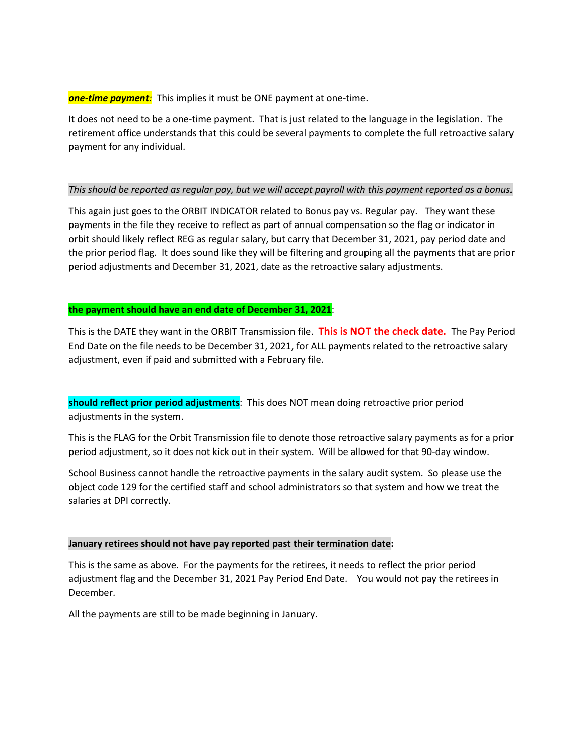***one-time payment*:** This implies it must be ONE payment at one-time.

It does not need to be a one-time payment. That is just related to the language in the legislation. The retirement office understands that this could be several payments to complete the full retroactive salary payment for any individual.

*This should be reported as regular pay, but we will accept payroll with this payment reported as a bonus.*

This again just goes to the ORBIT INDICATOR related to Bonus pay vs. Regular pay. They want these payments in the file they receive to reflect as part of annual compensation so the flag or indicator in orbit should likely reflect REG as regular salary, but carry that December 31, 2021, pay period date and the prior period flag. It does sound like they will be filtering and grouping all the payments that are prior period adjustments and December 31, 2021, date as the retroactive salary adjustments.

**the payment should have an end date of December 31, 2021**:

This is the DATE they want in the ORBIT Transmission file. **This is NOT the check date.** The Pay Period End Date on the file needs to be December 31, 2021, for ALL payments related to the retroactive salary adjustment, even if paid and submitted with a February file.

**should reflect prior period adjustments**: This does NOT mean doing retroactive prior period adjustments in the system.

This is the FLAG for the Orbit Transmission file to denote those retroactive salary payments as for a prior period adjustment, so it does not kick out in their system. Will be allowed for that 90-day window.

School Business cannot handle the retroactive payments in the salary audit system. So please use the object code 129 for the certified staff and school administrators so that system and how we treat the salaries at DPI correctly.

**January retirees should not have pay reported past their termination date:**

This is the same as above. For the payments for the retirees, it needs to reflect the prior period adjustment flag and the December 31, 2021 Pay Period End Date. You would not pay the retirees in December.

All the payments are still to be made beginning in January.